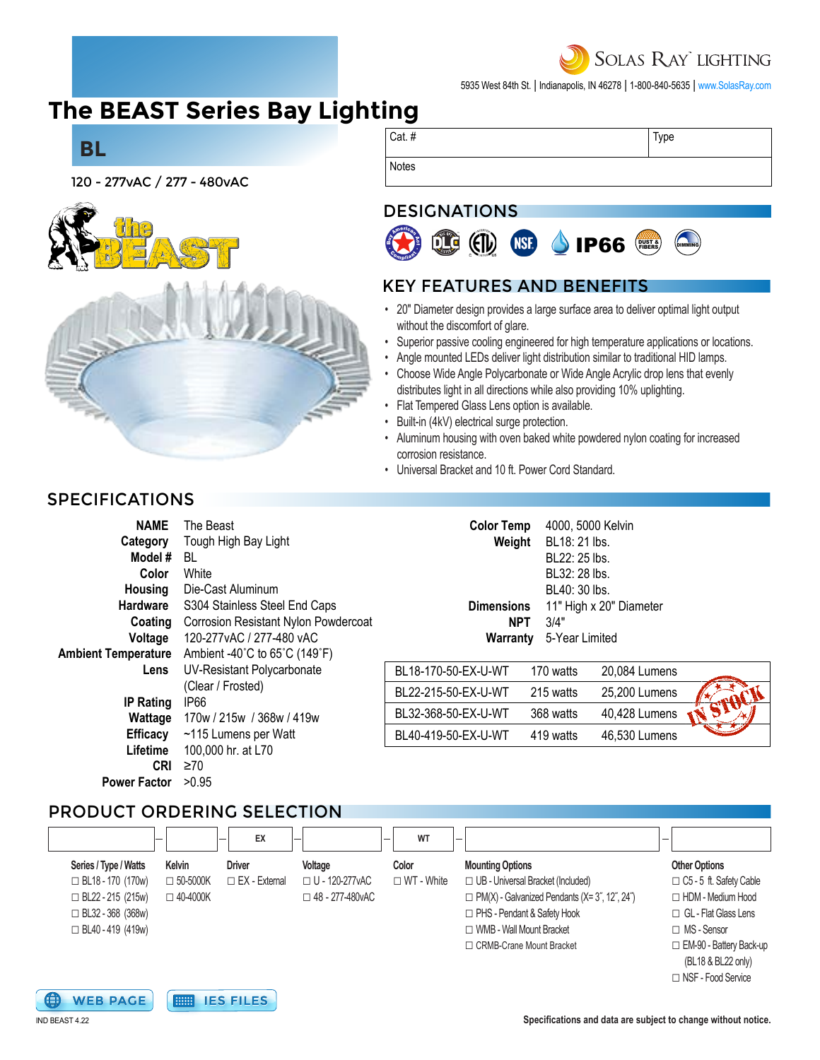Solas Ray Lighting
5935 West 84th St. | Indianapolis, IN 46278 | 1-800-840-5635 | www.SolasRay.com

# The BEAST Series Bay Lighting

## BL

120 - 277vAC / 277 - 480vAC

| Cat. # | Type |
|---|---|
| Notes | |

## DESIGNATIONS

IP66

## KEY FEATURES AND BENEFITS

- 20" Diameter design provides a large surface area to deliver optimal light output without the discomfort of glare.
- Superior passive cooling engineered for high temperature applications or locations.
- Angle mounted LEDs deliver light distribution similar to traditional HID lamps.
- Choose Wide Angle Polycarbonate or Wide Angle Acrylic drop lens that evenly distributes light in all directions while also providing 10% uplighting.
- Flat Tempered Glass Lens option is available.
- Built-in (4kV) electrical surge protection.
- Aluminum housing with oven baked white powdered nylon coating for increased corrosion resistance.
- Universal Bracket and 10 ft. Power Cord Standard.

## SPECIFICATIONS

**NAME** The Beast
**Category** Tough High Bay Light
**Model #** BL
**Color** White
**Housing** Die-Cast Aluminum
**Hardware** S304 Stainless Steel End Caps
**Coating** Corrosion Resistant Nylon Powdercoat
**Voltage** 120-277vAC / 277-480 vAC
**Ambient Temperature** Ambient -40˚C to 65˚C (149˚F)
**Lens** UV-Resistant Polycarbonate (Clear / Frosted)
**IP Rating** IP66
**Wattage** 170w / 215w / 368w / 419w
**Efficacy** ~115 Lumens per Watt
**Lifetime** 100,000 hr. at L70
**CRI** ≥70
**Power Factor** >0.95

**Color Temp** 4000, 5000 Kelvin
**Weight** BL18: 21 lbs. BL22: 25 lbs. BL32: 28 lbs. BL40: 30 lbs.
**Dimensions** 11" High x 20" Diameter
**NPT** 3/4"
**Warranty** 5-Year Limited

| Model | Watts | Lumens |
|---|---|---|
| BL18-170-50-EX-U-WT | 170 watts | 20,084 Lumens |
| BL22-215-50-EX-U-WT | 215 watts | 25,200 Lumens |
| BL32-368-50-EX-U-WT | 368 watts | 40,428 Lumens |
| BL40-419-50-EX-U-WT | 419 watts | 46,530 Lumens |

IN STOCK

## PRODUCT ORDERING SELECTION

| Series / Type / Watts | Kelvin | Driver | Voltage | Color | Mounting Options | Other Options |
|---|---|---|---|---|---|---|
| | | EX | | WT | | |
| ☐ BL18 - 170 (170w) | ☐ 50-5000K | ☐ EX - External | ☐ U - 120-277vAC | ☐ WT - White | ☐ UB - Universal Bracket (Included) | ☐ C5 - 5 ft. Safety Cable |
| ☐ BL22 - 215 (215w) | ☐ 40-4000K | | ☐ 48 - 277-480vAC | | ☐ PM(X) - Galvanized Pendants (X= 3˝, 12˝, 24˝) | ☐ HDM - Medium Hood |
| ☐ BL32 - 368 (368w) | | | | | ☐ PHS - Pendant & Safety Hook | ☐ GL - Flat Glass Lens |
| ☐ BL40 - 419 (419w) | | | | | ☐ WMB - Wall Mount Bracket | ☐ MS - Sensor |
| | | | | | ☐ CRMB-Crane Mount Bracket | ☐ EM-90 - Battery Back-up (BL18 & BL22 only) |
| | | | | | | ☐ NSF - Food Service |

WEB PAGE | IES FILES

IND BEAST 4.22

Specifications and data are subject to change without notice.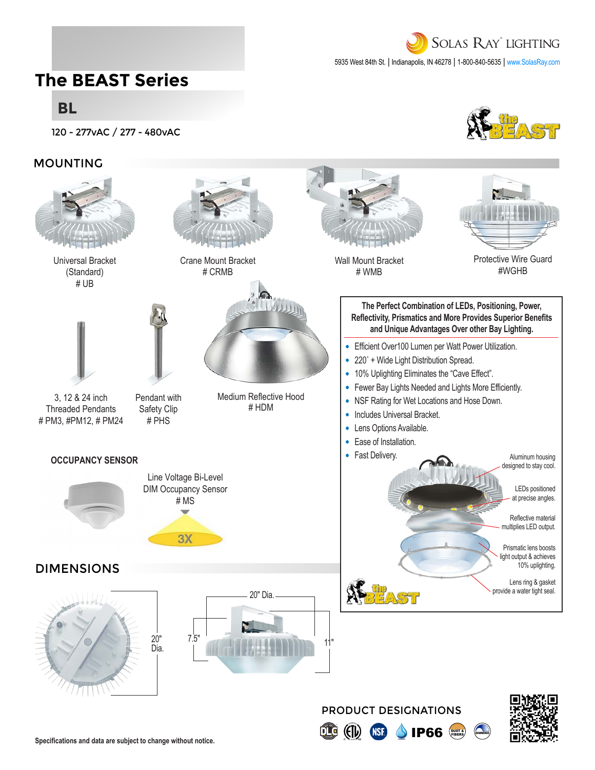Solas Ray Lighting

5935 West 84th St. | Indianapolis, IN 46278 | 1-800-840-5635 | www.SolasRay.com

# The BEAST Series

## BL

120 - 277vAC / 277 - 480vAC

## MOUNTING

Universal Bracket (Standard) # UB

Crane Mount Bracket # CRMB

Wall Mount Bracket # WMB

Protective Wire Guard #WGHB

3, 12 & 24 inch Threaded Pendants # PM3, #PM12, # PM24

Pendant with Safety Clip # PHS

Medium Reflective Hood # HDM

**The Perfect Combination of LEDs, Positioning, Power, Reflectivity, Prismatics and More Provides Superior Benefits and Unique Advantages Over other Bay Lighting.**

- Efficient Over100 Lumen per Watt Power Utilization.
- 220˚ + Wide Light Distribution Spread.
- 10% Uplighting Eliminates the “Cave Effect”.
- Fewer Bay Lights Needed and Lights More Efficiently.
- NSF Rating for Wet Locations and Hose Down.
- Includes Universal Bracket.
- Lens Options Available.
- Ease of Installation.
- Fast Delivery.

Aluminum housing designed to stay cool.

LEDs positioned at precise angles.

Reflective material multiplies LED output.

Prismatic lens boosts light output & achieves 10% uplighting.

Lens ring & gasket provide a water tight seal.

### OCCUPANCY SENSOR

Line Voltage Bi-Level DIM Occupancy Sensor # MS

3X

## DIMENSIONS

20" Dia.

20" Dia.

7.5"

11"

### PRODUCT DESIGNATIONS

DLC, ETL, NSF, IP66, DUST & FIBERS, DIMMING

Specifications and data are subject to change without notice.